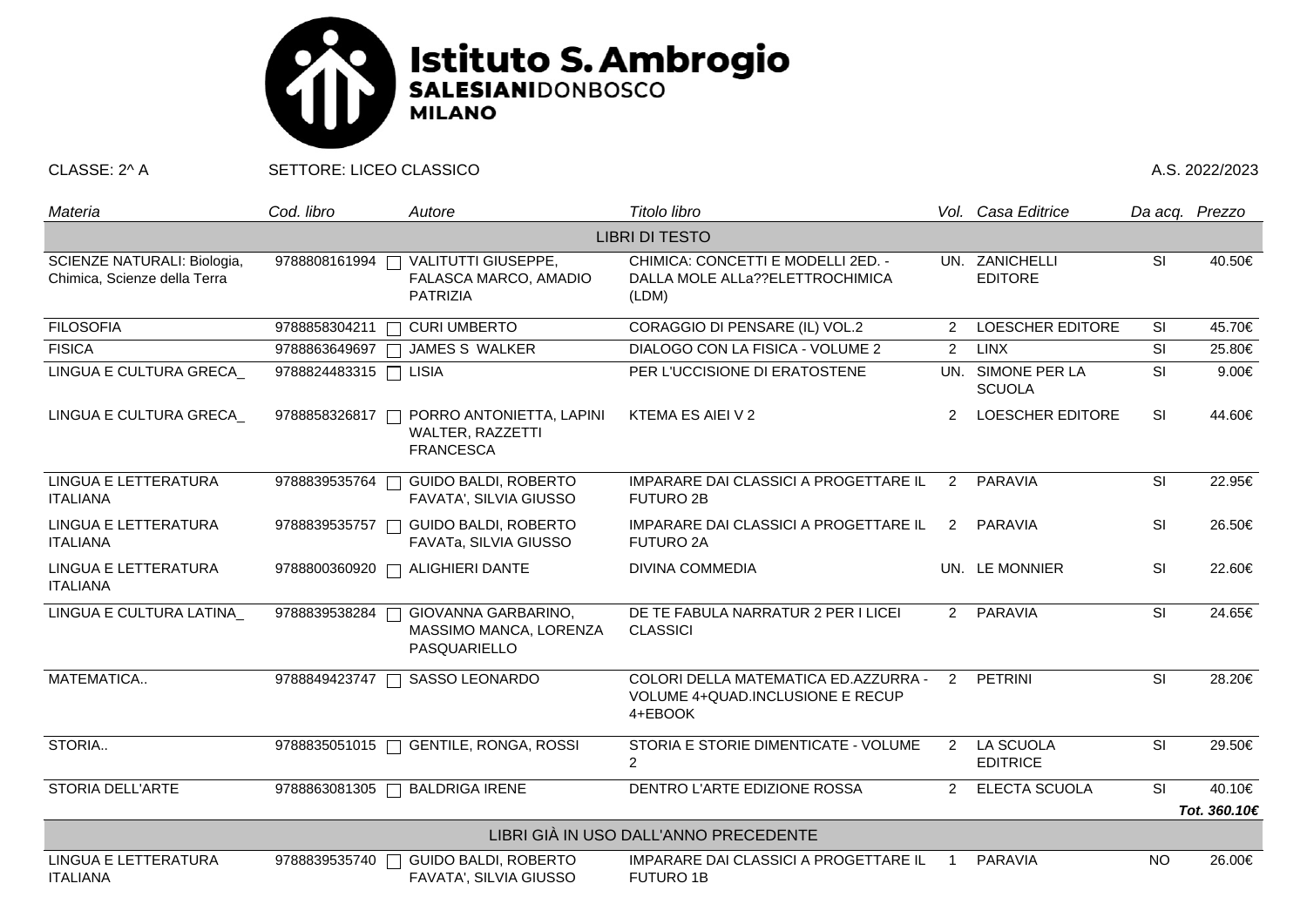# Istituto S. Ambrogio

**SALESIANI**DONBOSCO
**MILANO**

CLASSE: 2^ A SETTORE: LICEO CLASSICO A.S. 2022/2023

| *Materia* | *Cod. libro* | *Autore* | *Titolo libro* | *Vol.* | *Casa Editrice* | *Da acq.* | *Prezzo* |
|---|---|---|---|---|---|---|---|
| | | | LIBRI DI TESTO | | | | |
| SCIENZE NATURALI: Biologia, Chimica, Scienze della Terra | 9788808161994 ☐ | VALITUTTI GIUSEPPE, FALASCA MARCO, AMADIO PATRIZIA | CHIMICA: CONCETTI E MODELLI 2ED. - DALLA MOLE ALLa??ELETTROCHIMICA (LDM) | UN. | ZANICHELLI EDITORE | SI | 40.50€ |
| FILOSOFIA | 9788858304211 ☐ | CURI UMBERTO | CORAGGIO DI PENSARE (IL) VOL.2 | 2 | LOESCHER EDITORE | SI | 45.70€ |
| FISICA | 9788863649697 ☐ | JAMES S WALKER | DIALOGO CON LA FISICA - VOLUME 2 | 2 | LINX | SI | 25.80€ |
| LINGUA E CULTURA GRECA_ | 9788824483315 ☐ | LISIA | PER L'UCCISIONE DI ERATOSTENE | UN. | SIMONE PER LA SCUOLA | SI | 9.00€ |
| LINGUA E CULTURA GRECA_ | 9788858326817 ☐ | PORRO ANTONIETTA, LAPINI WALTER, RAZZETTI FRANCESCA | KTEMA ES AIEI V 2 | 2 | LOESCHER EDITORE | SI | 44.60€ |
| LINGUA E LETTERATURA ITALIANA | 9788839535764 ☐ | GUIDO BALDI, ROBERTO FAVATA', SILVIA GIUSSO | IMPARARE DAI CLASSICI A PROGETTARE IL FUTURO 2B | 2 | PARAVIA | SI | 22.95€ |
| LINGUA E LETTERATURA ITALIANA | 9788839535757 ☐ | GUIDO BALDI, ROBERTO FAVATa, SILVIA GIUSSO | IMPARARE DAI CLASSICI A PROGETTARE IL FUTURO 2A | 2 | PARAVIA | SI | 26.50€ |
| LINGUA E LETTERATURA ITALIANA | 9788800360920 ☐ | ALIGHIERI DANTE | DIVINA COMMEDIA | UN. | LE MONNIER | SI | 22.60€ |
| LINGUA E CULTURA LATINA_ | 9788839538284 ☐ | GIOVANNA GARBARINO, MASSIMO MANCA, LORENZA PASQUARIELLO | DE TE FABULA NARRATUR 2 PER I LICEI CLASSICI | 2 | PARAVIA | SI | 24.65€ |
| MATEMATICA.. | 9788849423747 ☐ | SASSO LEONARDO | COLORI DELLA MATEMATICA ED.AZZURRA - VOLUME 4+QUAD.INCLUSIONE E RECUP 4+EBOOK | 2 | PETRINI | SI | 28.20€ |
| STORIA.. | 9788835051015 ☐ | GENTILE, RONGA, ROSSI | STORIA E STORIE DIMENTICATE - VOLUME 2 | 2 | LA SCUOLA EDITRICE | SI | 29.50€ |
| STORIA DELL'ARTE | 9788863081305 ☐ | BALDRIGA IRENE | DENTRO L'ARTE EDIZIONE ROSSA | 2 | ELECTA SCUOLA | SI | 40.10€ |
| | | | | | | | ***Tot. 360.10€*** |
| | | | LIBRI GIÀ IN USO DALL'ANNO PRECEDENTE | | | | |
| LINGUA E LETTERATURA ITALIANA | 9788839535740 ☐ | GUIDO BALDI, ROBERTO FAVATA', SILVIA GIUSSO | IMPARARE DAI CLASSICI A PROGETTARE IL FUTURO 1B | 1 | PARAVIA | NO | 26.00€ |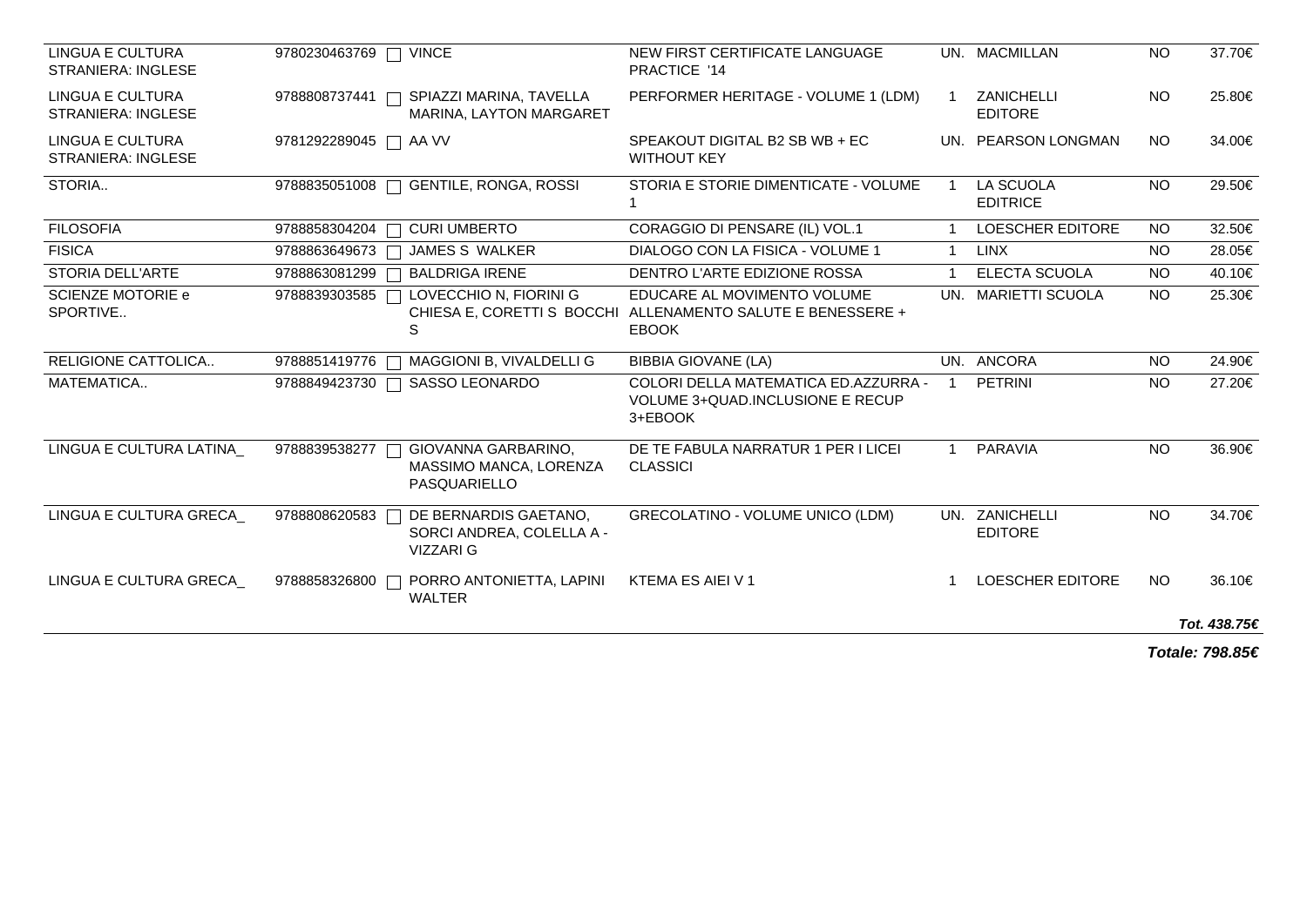| | | | | | | | | |
|---|---|---|---|---|---|---|---|---|
| LINGUA E CULTURA STRANIERA: INGLESE | 9780230463769 | ☐ | VINCE | NEW FIRST CERTIFICATE LANGUAGE PRACTICE '14 | UN. | MACMILLAN | NO | 37.70€ |
| LINGUA E CULTURA STRANIERA: INGLESE | 9788808737441 | ☐ | SPIAZZI MARINA, TAVELLA MARINA, LAYTON MARGARET | PERFORMER HERITAGE - VOLUME 1 (LDM) | 1 | ZANICHELLI EDITORE | NO | 25.80€ |
| LINGUA E CULTURA STRANIERA: INGLESE | 9781292289045 | ☐ | AA VV | SPEAKOUT DIGITAL B2 SB WB + EC WITHOUT KEY | UN. | PEARSON LONGMAN | NO | 34.00€ |
| STORIA.. | 9788835051008 | ☐ | GENTILE, RONGA, ROSSI | STORIA E STORIE DIMENTICATE - VOLUME 1 | 1 | LA SCUOLA EDITRICE | NO | 29.50€ |
| FILOSOFIA | 9788858304204 | ☐ | CURI UMBERTO | CORAGGIO DI PENSARE (IL) VOL.1 | 1 | LOESCHER EDITORE | NO | 32.50€ |
| FISICA | 9788863649673 | ☐ | JAMES S WALKER | DIALOGO CON LA FISICA - VOLUME 1 | 1 | LINX | NO | 28.05€ |
| STORIA DELL'ARTE | 9788863081299 | ☐ | BALDRIGA IRENE | DENTRO L'ARTE EDIZIONE ROSSA | 1 | ELECTA SCUOLA | NO | 40.10€ |
| SCIENZE MOTORIE e SPORTIVE.. | 9788839303585 | ☐ | LOVECCHIO N, FIORINI G CHIESA E, CORETTI S BOCCHI S | EDUCARE AL MOVIMENTO VOLUME ALLENAMENTO SALUTE E BENESSERE + EBOOK | UN. | MARIETTI SCUOLA | NO | 25.30€ |
| RELIGIONE CATTOLICA.. | 9788851419776 | ☐ | MAGGIONI B, VIVALDELLI G | BIBBIA GIOVANE (LA) | UN. | ANCORA | NO | 24.90€ |
| MATEMATICA.. | 9788849423730 | ☐ | SASSO LEONARDO | COLORI DELLA MATEMATICA ED.AZZURRA - VOLUME 3+QUAD.INCLUSIONE E RECUP 3+EBOOK | 1 | PETRINI | NO | 27.20€ |
| LINGUA E CULTURA LATINA_ | 9788839538277 | ☐ | GIOVANNA GARBARINO, MASSIMO MANCA, LORENZA PASQUARIELLO | DE TE FABULA NARRATUR 1 PER I LICEI CLASSICI | 1 | PARAVIA | NO | 36.90€ |
| LINGUA E CULTURA GRECA_ | 9788808620583 | ☐ | DE BERNARDIS GAETANO, SORCI ANDREA, COLELLA A - VIZZARI G | GRECOLATINO - VOLUME UNICO (LDM) | UN. | ZANICHELLI EDITORE | NO | 34.70€ |
| LINGUA E CULTURA GRECA_ | 9788858326800 | ☐ | PORRO ANTONIETTA, LAPINI WALTER | KTEMA ES AIEI V 1 | 1 | LOESCHER EDITORE | NO | 36.10€ |
| | | | | | | | | ***Tot. 438.75€*** |

***Totale: 798.85€***